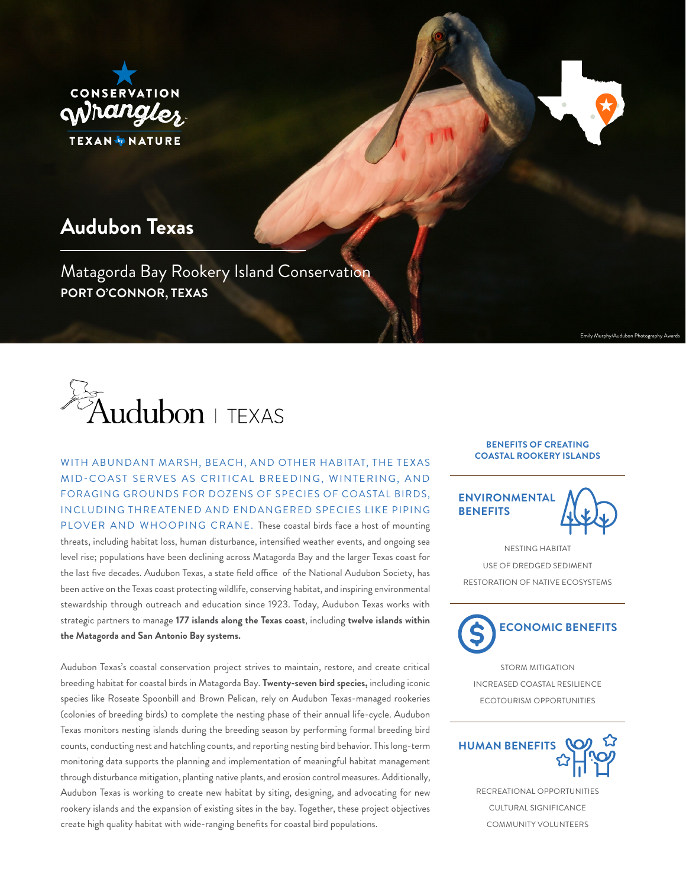CONSERVATION Wrangler
TEXAN by NATURE

# Audubon Texas

## Matagorda Bay Rookery Island Conservation
**PORT O'CONNOR, TEXAS**

Emily Murphy/Audubon Photography Awards

Audubon | TEXAS

WITH ABUNDANT MARSH, BEACH, AND OTHER HABITAT, THE TEXAS MID-COAST SERVES AS CRITICAL BREEDING, WINTERING, AND FORAGING GROUNDS FOR DOZENS OF SPECIES OF COASTAL BIRDS, INCLUDING THREATENED AND ENDANGERED SPECIES LIKE PIPING PLOVER AND WHOOPING CRANE. These coastal birds face a host of mounting threats, including habitat loss, human disturbance, intensified weather events, and ongoing sea level rise; populations have been declining across Matagorda Bay and the larger Texas coast for the last five decades. Audubon Texas, a state field office of the National Audubon Society, has been active on the Texas coast protecting wildlife, conserving habitat, and inspiring environmental stewardship through outreach and education since 1923. Today, Audubon Texas works with strategic partners to manage **177 islands along the Texas coast**, including **twelve islands within the Matagorda and San Antonio Bay systems.**

Audubon Texas's coastal conservation project strives to maintain, restore, and create critical breeding habitat for coastal birds in Matagorda Bay. **Twenty-seven bird species,** including iconic species like Roseate Spoonbill and Brown Pelican, rely on Audubon Texas-managed rookeries (colonies of breeding birds) to complete the nesting phase of their annual life-cycle. Audubon Texas monitors nesting islands during the breeding season by performing formal breeding bird counts, conducting nest and hatchling counts, and reporting nesting bird behavior. This long-term monitoring data supports the planning and implementation of meaningful habitat management through disturbance mitigation, planting native plants, and erosion control measures. Additionally, Audubon Texas is working to create new habitat by siting, designing, and advocating for new rookery islands and the expansion of existing sites in the bay. Together, these project objectives create high quality habitat with wide-ranging benefits for coastal bird populations.

### BENEFITS OF CREATING COASTAL ROOKERY ISLANDS

#### ENVIRONMENTAL BENEFITS

NESTING HABITAT

USE OF DREDGED SEDIMENT

RESTORATION OF NATIVE ECOSYSTEMS

#### ECONOMIC BENEFITS

STORM MITIGATION

INCREASED COASTAL RESILIENCE

ECOTOURISM OPPORTUNITIES

#### HUMAN BENEFITS

RECREATIONAL OPPORTUNITIES

CULTURAL SIGNIFICANCE

COMMUNITY VOLUNTEERS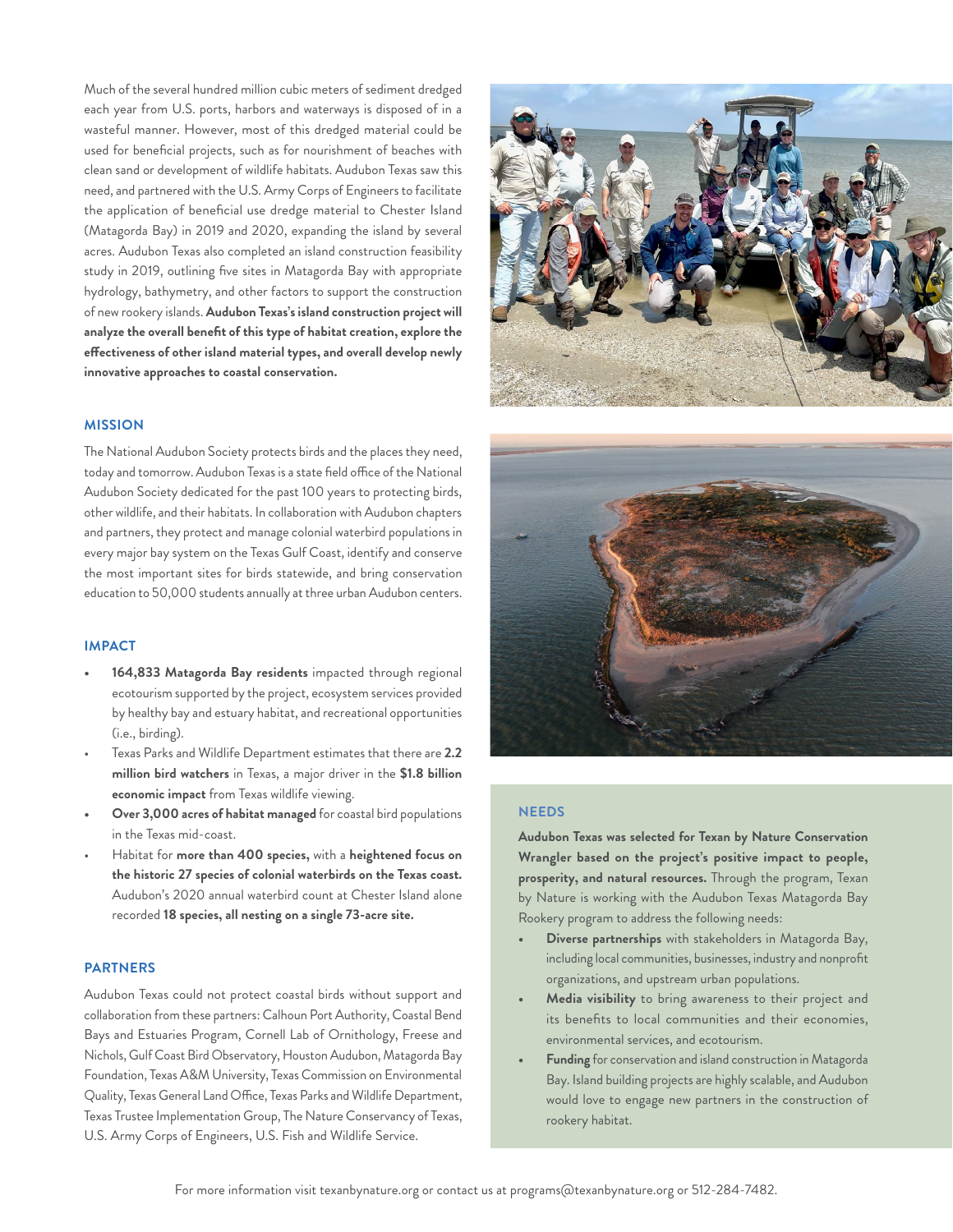Much of the several hundred million cubic meters of sediment dredged each year from U.S. ports, harbors and waterways is disposed of in a wasteful manner. However, most of this dredged material could be used for beneficial projects, such as for nourishment of beaches with clean sand or development of wildlife habitats. Audubon Texas saw this need, and partnered with the U.S. Army Corps of Engineers to facilitate the application of beneficial use dredge material to Chester Island (Matagorda Bay) in 2019 and 2020, expanding the island by several acres. Audubon Texas also completed an island construction feasibility study in 2019, outlining five sites in Matagorda Bay with appropriate hydrology, bathymetry, and other factors to support the construction of new rookery islands. **Audubon Texas's island construction project will analyze the overall benefit of this type of habitat creation, explore the effectiveness of other island material types, and overall develop newly innovative approaches to coastal conservation.**

## MISSION

The National Audubon Society protects birds and the places they need, today and tomorrow. Audubon Texas is a state field office of the National Audubon Society dedicated for the past 100 years to protecting birds, other wildlife, and their habitats. In collaboration with Audubon chapters and partners, they protect and manage colonial waterbird populations in every major bay system on the Texas Gulf Coast, identify and conserve the most important sites for birds statewide, and bring conservation education to 50,000 students annually at three urban Audubon centers.

## IMPACT

- **164,833 Matagorda Bay residents** impacted through regional ecotourism supported by the project, ecosystem services provided by healthy bay and estuary habitat, and recreational opportunities (i.e., birding).
- Texas Parks and Wildlife Department estimates that there are **2.2 million bird watchers** in Texas, a major driver in the **$1.8 billion economic impact** from Texas wildlife viewing.
- **Over 3,000 acres of habitat managed** for coastal bird populations in the Texas mid-coast.
- Habitat for **more than 400 species,** with a **heightened focus on the historic 27 species of colonial waterbirds on the Texas coast.** Audubon's 2020 annual waterbird count at Chester Island alone recorded **18 species, all nesting on a single 73-acre site.**

## PARTNERS

Audubon Texas could not protect coastal birds without support and collaboration from these partners: Calhoun Port Authority, Coastal Bend Bays and Estuaries Program, Cornell Lab of Ornithology, Freese and Nichols, Gulf Coast Bird Observatory, Houston Audubon, Matagorda Bay Foundation, Texas A&M University, Texas Commission on Environmental Quality, Texas General Land Office, Texas Parks and Wildlife Department, Texas Trustee Implementation Group, The Nature Conservancy of Texas, U.S. Army Corps of Engineers, U.S. Fish and Wildlife Service.

## NEEDS

**Audubon Texas was selected for Texan by Nature Conservation Wrangler based on the project's positive impact to people, prosperity, and natural resources.** Through the program, Texan by Nature is working with the Audubon Texas Matagorda Bay Rookery program to address the following needs:

- **Diverse partnerships** with stakeholders in Matagorda Bay, including local communities, businesses, industry and nonprofit organizations, and upstream urban populations.
- **Media visibility** to bring awareness to their project and its benefits to local communities and their economies, environmental services, and ecotourism.
- **Funding** for conservation and island construction in Matagorda Bay. Island building projects are highly scalable, and Audubon would love to engage new partners in the construction of rookery habitat.

For more information visit texanbynature.org or contact us at programs@texanbynature.org or 512-284-7482.